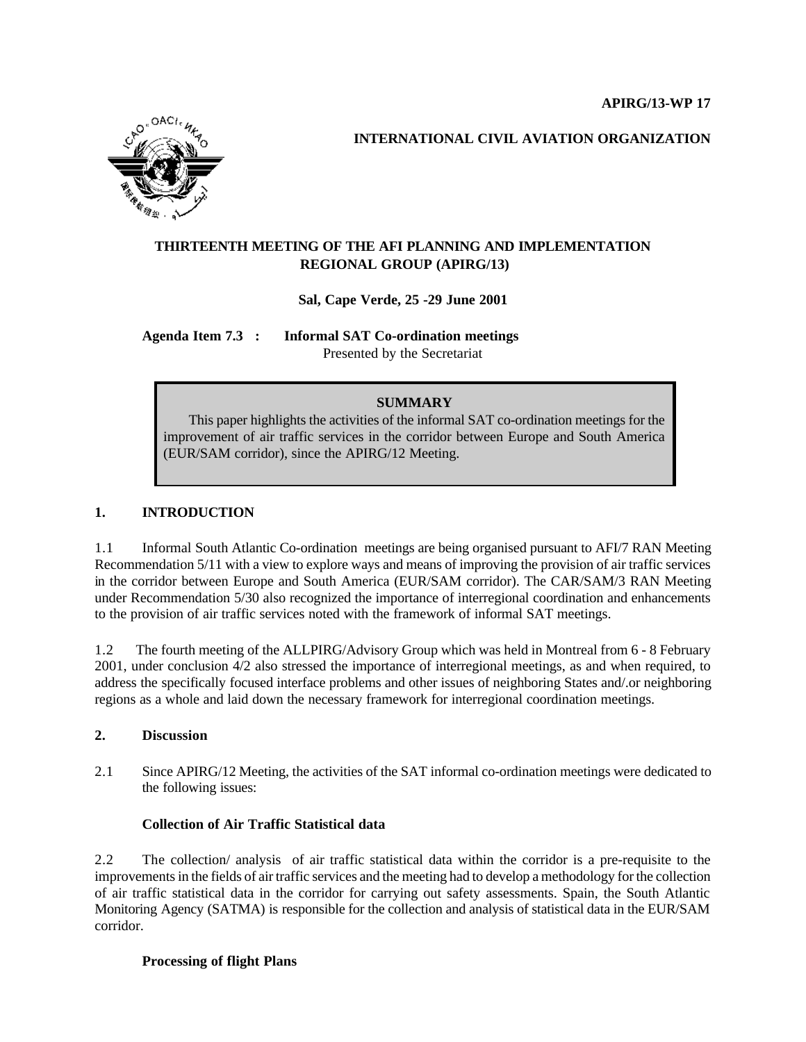**APIRG/13-WP 17**

**INTERNATIONAL CIVIL AVIATION ORGANIZATION**

**THIRTEENTH MEETING OF THE AFI PLANNING AND IMPLEMENTATION REGIONAL GROUP (APIRG/13)**

**Sal, Cape Verde, 25 -29 June 2001**

**Agenda Item 7.3 : Informal SAT Co-ordination meetings**

Presented by the Secretariat

> **SUMMARY**
>
> This paper highlights the activities of the informal SAT co-ordination meetings for the improvement of air traffic services in the corridor between Europe and South America (EUR/SAM corridor), since the APIRG/12 Meeting.

## 1. INTRODUCTION

1.1 Informal South Atlantic Co-ordination meetings are being organised pursuant to AFI/7 RAN Meeting Recommendation 5/11 with a view to explore ways and means of improving the provision of air traffic services in the corridor between Europe and South America (EUR/SAM corridor). The CAR/SAM/3 RAN Meeting under Recommendation 5/30 also recognized the importance of interregional coordination and enhancements to the provision of air traffic services noted with the framework of informal SAT meetings.

1.2 The fourth meeting of the ALLPIRG/Advisory Group which was held in Montreal from 6 - 8 February 2001, under conclusion 4/2 also stressed the importance of interregional meetings, as and when required, to address the specifically focused interface problems and other issues of neighboring States and/.or neighboring regions as a whole and laid down the necessary framework for interregional coordination meetings.

## 2. Discussion

2.1 Since APIRG/12 Meeting, the activities of the SAT informal co-ordination meetings were dedicated to the following issues:

**Collection of Air Traffic Statistical data**

2.2 The collection/ analysis of air traffic statistical data within the corridor is a pre-requisite to the improvements in the fields of air traffic services and the meeting had to develop a methodology for the collection of air traffic statistical data in the corridor for carrying out safety assessments. Spain, the South Atlantic Monitoring Agency (SATMA) is responsible for the collection and analysis of statistical data in the EUR/SAM corridor.

**Processing of flight Plans**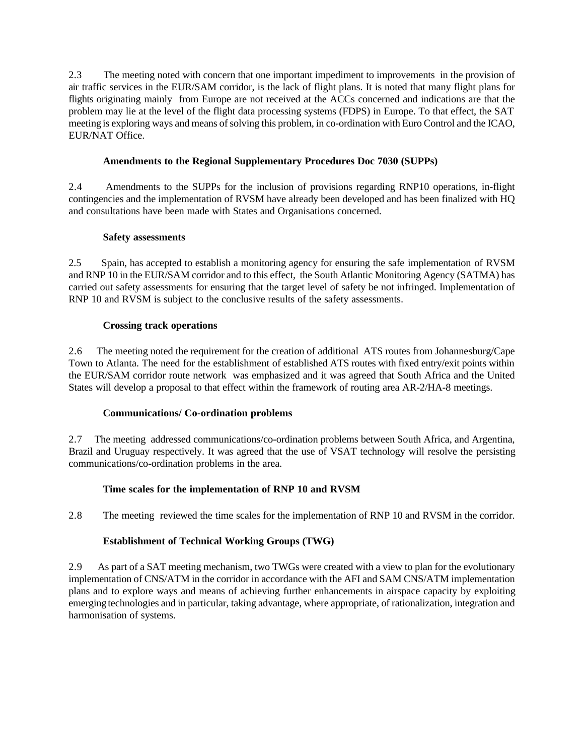2.3 The meeting noted with concern that one important impediment to improvements in the provision of air traffic services in the EUR/SAM corridor, is the lack of flight plans. It is noted that many flight plans for flights originating mainly from Europe are not received at the ACCs concerned and indications are that the problem may lie at the level of the flight data processing systems (FDPS) in Europe. To that effect, the SAT meeting is exploring ways and means of solving this problem, in co-ordination with Euro Control and the ICAO, EUR/NAT Office.

**Amendments to the Regional Supplementary Procedures Doc 7030 (SUPPs)**

2.4 Amendments to the SUPPs for the inclusion of provisions regarding RNP10 operations, in-flight contingencies and the implementation of RVSM have already been developed and has been finalized with HQ and consultations have been made with States and Organisations concerned.

**Safety assessments**

2.5 Spain, has accepted to establish a monitoring agency for ensuring the safe implementation of RVSM and RNP 10 in the EUR/SAM corridor and to this effect, the South Atlantic Monitoring Agency (SATMA) has carried out safety assessments for ensuring that the target level of safety be not infringed. Implementation of RNP 10 and RVSM is subject to the conclusive results of the safety assessments.

**Crossing track operations**

2.6 The meeting noted the requirement for the creation of additional ATS routes from Johannesburg/Cape Town to Atlanta. The need for the establishment of established ATS routes with fixed entry/exit points within the EUR/SAM corridor route network was emphasized and it was agreed that South Africa and the United States will develop a proposal to that effect within the framework of routing area AR-2/HA-8 meetings.

**Communications/ Co-ordination problems**

2.7 The meeting addressed communications/co-ordination problems between South Africa, and Argentina, Brazil and Uruguay respectively. It was agreed that the use of VSAT technology will resolve the persisting communications/co-ordination problems in the area.

**Time scales for the implementation of RNP 10 and RVSM**

2.8 The meeting reviewed the time scales for the implementation of RNP 10 and RVSM in the corridor.

**Establishment of Technical Working Groups (TWG)**

2.9 As part of a SAT meeting mechanism, two TWGs were created with a view to plan for the evolutionary implementation of CNS/ATM in the corridor in accordance with the AFI and SAM CNS/ATM implementation plans and to explore ways and means of achieving further enhancements in airspace capacity by exploiting emerging technologies and in particular, taking advantage, where appropriate, of rationalization, integration and harmonisation of systems.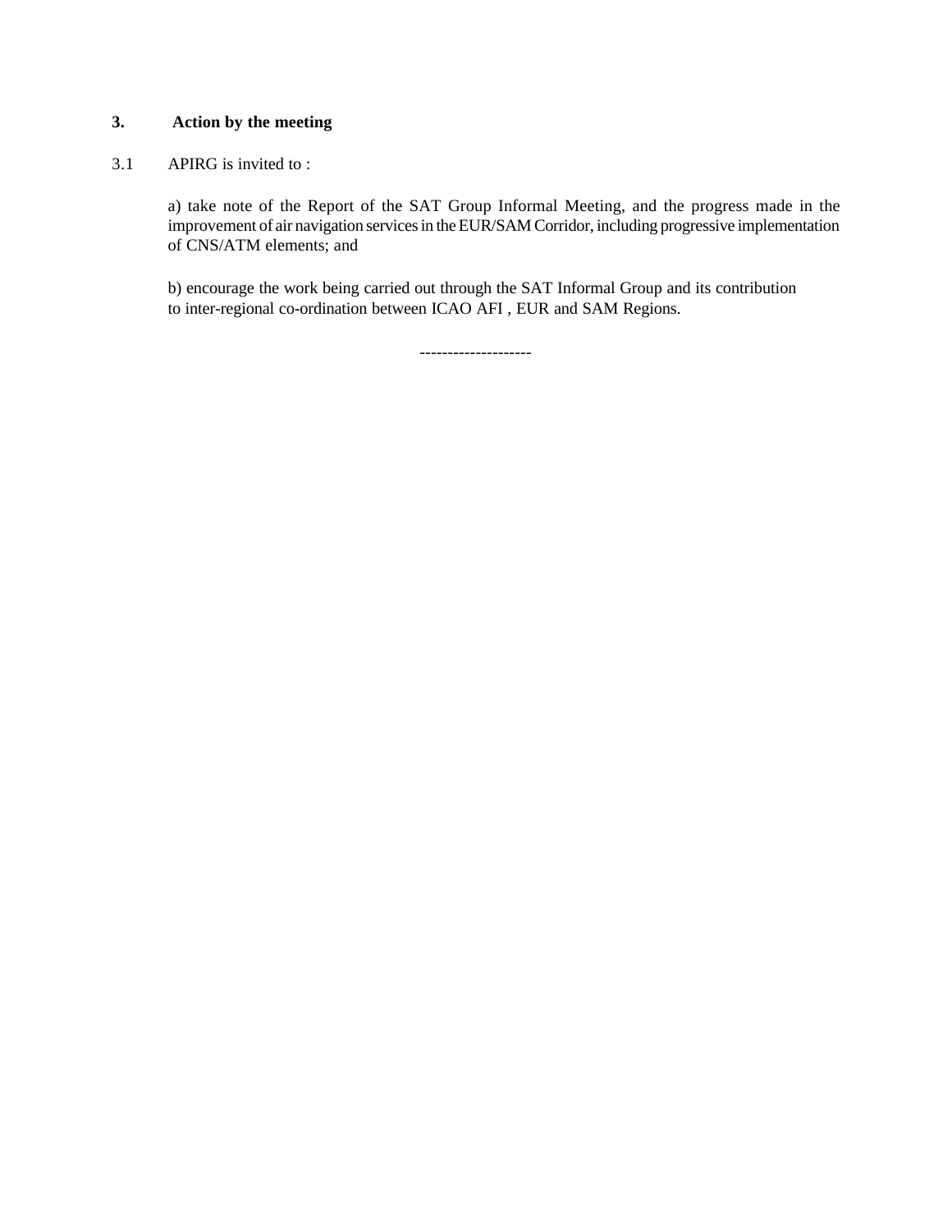**3. Action by the meeting**

3.1 APIRG is invited to :

a) take note of the Report of the SAT Group Informal Meeting, and the progress made in the improvement of air navigation services in the EUR/SAM Corridor, including progressive implementation of CNS/ATM elements; and

b) encourage the work being carried out through the SAT Informal Group and its contribution to inter-regional co-ordination between ICAO AFI , EUR and SAM Regions.

--------------------